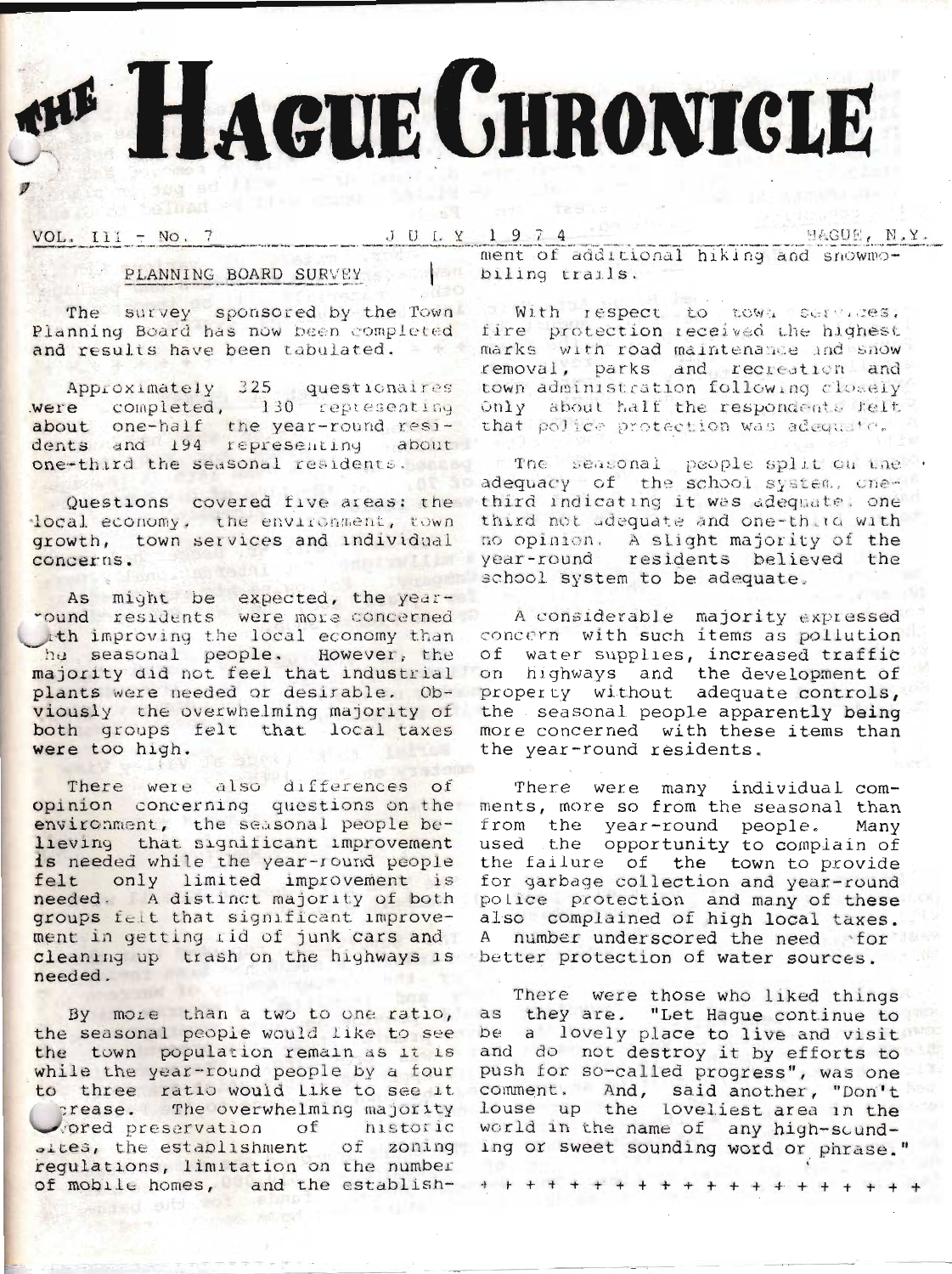# THE HAGUE CHRONICLE

VOL. III - No. 7 JULY 1974 HAGUE, N.Y.

## PLANNING BOARD SURVEY

The survey sponsored by the Town Planning Board has now been completed and results have been tabulated.

Approximately 325 questionaires were completed, 130 representing about one-half the year-round residents and 194 representing about one-third the seasonal residents.

Questions covered five areas: the local economy, the environment, town growth, town services and individual concerns.

As might be expected, the year-round residents were more concerned with improving the local economy than the seasonal people. However, the majority did not feel that industrial plants were needed or desirable. Obviously the overwhelming majority of both groups felt that local taxes were too high.

There were also differences of opinion concerning questions on the environment, the seasonal people believing that significant improvement is needed while the year-round people felt only limited improvement is needed. A distinct majority of both groups felt that significant improvement in getting rid of junk cars and cleaning up trash on the highways is needed.

By more than a two to one ratio, the seasonal people would like to see the town population remain as it is while the year-round people by a four to three ratio would like to see it increase. The overwhelming majority favored preservation of historic sites, the establishment of zoning regulations, limitation on the number of mobile homes, and the establishment of additional hiking and snowmobiling trails.

With respect to town services, fire protection received the highest marks with road maintenance and snow removal, parks and recreation and town administration following closely. Only about half the respondents felt that police protection was adequate.

The seasonal people split on the adequacy of the school system, one-third indicating it was adequate, one third not adequate and one-third with no opinion. A slight majority of the year-round residents believed the school system to be adequate.

A considerable majority expressed concern with such items as pollution of water supplies, increased traffic on highways and the development of property without adequate controls, the seasonal people apparently being more concerned with these items than the year-round residents.

There were many individual comments, more so from the seasonal than from the year-round people. Many used the opportunity to complain of the failure of the town to provide for garbage collection and year-round police protection and many of these also complained of high local taxes. A number underscored the need for better protection of water sources.

There were those who liked things as they are. "Let Hague continue to be a lovely place to live and visit and do not destroy it by efforts to push for so-called progress", was one comment. And, said another, "Don't louse up the loveliest area in the world in the name of any high-sounding or sweet sounding word or phrase."

+ + + + + + + + + + + + + + + + + + + +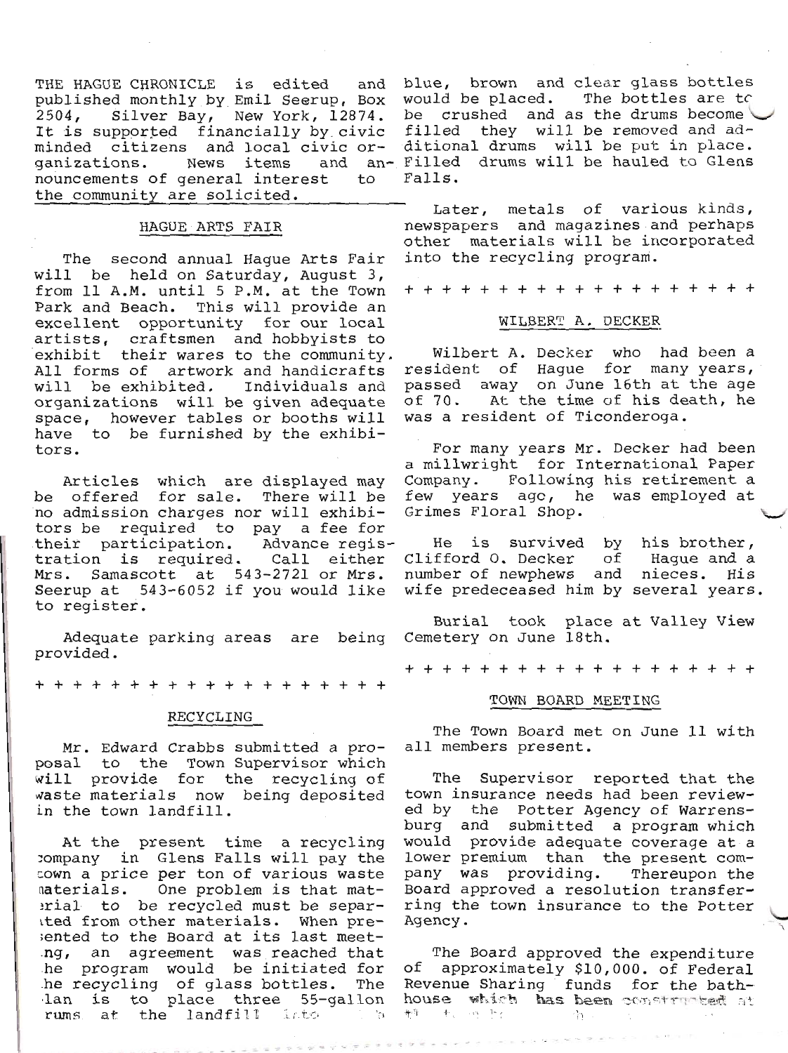THE HAGUE CHRONICLE is edited and published monthly by Emil Seerup, Box 2504, Silver Bay, New York, 12874. It is supported financially by civic minded citizens and local civic organizations. News items and announcements of general interest to the community are solicited.

## HAGUE ARTS FAIR

The second annual Hague Arts Fair will be held on Saturday, August 3, from 11 A.M. until 5 P.M. at the Town Park and Beach. This will provide an excellent opportunity for our local artists, craftsmen and hobbyists to exhibit their wares to the community. All forms of artwork and handicrafts will be exhibited. Individuals and organizations will be given adequate space, however tables or booths will have to be furnished by the exhibitors.

Articles which are displayed may be offered for sale. There will be no admission charges nor will exhibitors be required to pay a fee for their participation. Advance registration is required. Call either Mrs. Samascott at 543-2721 or Mrs. Seerup at 543-6052 if you would like to register.

Adequate parking areas are being provided.

+ + + + + + + + + + + + + + + + + + + +

## RECYCLING

Mr. Edward Crabbs submitted a proposal to the Town Supervisor which will provide for the recycling of waste materials now being deposited in the town landfill.

At the present time a recycling company in Glens Falls will pay the town a price per ton of various waste materials. One problem is that material to be recycled must be separated from other materials. When presented to the Board at its last meeting, an agreement was reached that the program would be initiated for the recycling of glass bottles. The plan is to place three 55-gallon drums at the landfill into which blue, brown and clear glass bottles would be placed. The bottles are to be crushed and as the drums become filled they will be removed and additional drums will be put in place. Filled drums will be hauled to Glens Falls.

Later, metals of various kinds, newspapers and magazines and perhaps other materials will be incorporated into the recycling program.

+ + + + + + + + + + + + + + + + + + + +

## WILBERT A. DECKER

Wilbert A. Decker who had been a resident of Hague for many years, passed away on June 16th at the age of 70. At the time of his death, he was a resident of Ticonderoga.

For many years Mr. Decker had been a millwright for International Paper Company. Following his retirement a few years ago, he was employed at Grimes Floral Shop.

He is survived by his brother, Clifford O. Decker of Hague and a number of newphews and nieces. His wife predeceased him by several years.

Burial took place at Valley View Cemetery on June 18th.

+ + + + + + + + + + + + + + + + + + + +

## TOWN BOARD MEETING

The Town Board met on June 11 with all members present.

The Supervisor reported that the town insurance needs had been reviewed by the Potter Agency of Warrensburg and submitted a program which would provide adequate coverage at a lower premium than the present company was providing. Thereupon the Board approved a resolution transferring the town insurance to the Potter Agency.

The Board approved the expenditure of approximately $10,000. of Federal Revenue Sharing funds for the bathhouse which has been constructed at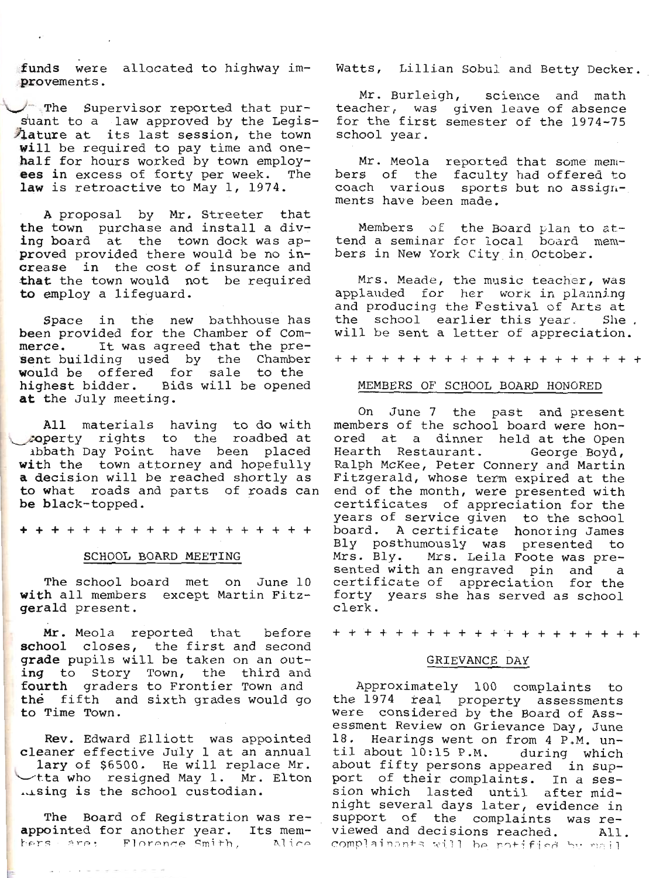funds were allocated to highway improvements.

The Supervisor reported that pursuant to a law approved by the Legislature at its last session, the town will be required to pay time and one-half for hours worked by town employees in excess of forty per week. The law is retroactive to May 1, 1974.

A proposal by Mr. Streeter that the town purchase and install a diving board at the town dock was approved provided there would be no increase in the cost of insurance and that the town would not be required to employ a lifeguard.

Space in the new bathhouse has been provided for the Chamber of Commerce. It was agreed that the present building used by the Chamber would be offered for sale to the highest bidder. Bids will be opened at the July meeting.

All materials having to do with property rights to the roadbed at Sabbath Day Point have been placed with the town attorney and hopefully a decision will be reached shortly as to what roads and parts of roads can be black-topped.

\+ + + + + + + + + + + + + + + + + + +

## SCHOOL BOARD MEETING

The school board met on June 10 with all members except Martin Fitzgerald present.

Mr. Meola reported that before school closes, the first and second grade pupils will be taken on an outing to Story Town, the third and fourth graders to Frontier Town and the fifth and sixth grades would go to Time Town.

Rev. Edward Elliott was appointed cleaner effective July 1 at an annual salary of $6500. He will replace Mr. ...tta who resigned May 1. Mr. Elton ...sing is the school custodian.

The Board of Registration was reappointed for another year. Its members are: Florence Smith, Alice Watts, Lillian Sobul and Betty Decker.

Mr. Burleigh, science and math teacher, was given leave of absence for the first semester of the 1974-75 school year.

Mr. Meola reported that some members of the faculty had offered to coach various sports but no assignments have been made.

Members of the Board plan to attend a seminar for local board members in New York City in October.

Mrs. Meade, the music teacher, was applauded for her work in planning and producing the Festival of Arts at the school earlier this year. She will be sent a letter of appreciation.

\+ + + + + + + + + + + + + + + + + + + + +

## MEMBERS OF SCHOOL BOARD HONORED

On June 7 the past and present members of the school board were honored at a dinner held at the Open Hearth Restaurant. George Boyd, Ralph McKee, Peter Connery and Martin Fitzgerald, whose term expired at the end of the month, were presented with certificates of appreciation for the years of service given to the school board. A certificate honoring James Bly posthumously was presented to Mrs. Bly. Mrs. Leila Foote was presented with an engraved pin and a certificate of appreciation for the forty years she has served as school clerk.

\+ + + + + + + + + + + + + + + + + + + + +

## GRIEVANCE DAY

Approximately 100 complaints to the 1974 real property assessments were considered by the Board of Assessment Review on Grievance Day, June 18. Hearings went on from 4 P.M. until about 10:15 P.M. during which about fifty persons appeared in support of their complaints. In a session which lasted until after midnight several days later, evidence in support of the complaints was reviewed and decisions reached. All complainants will be notified by mail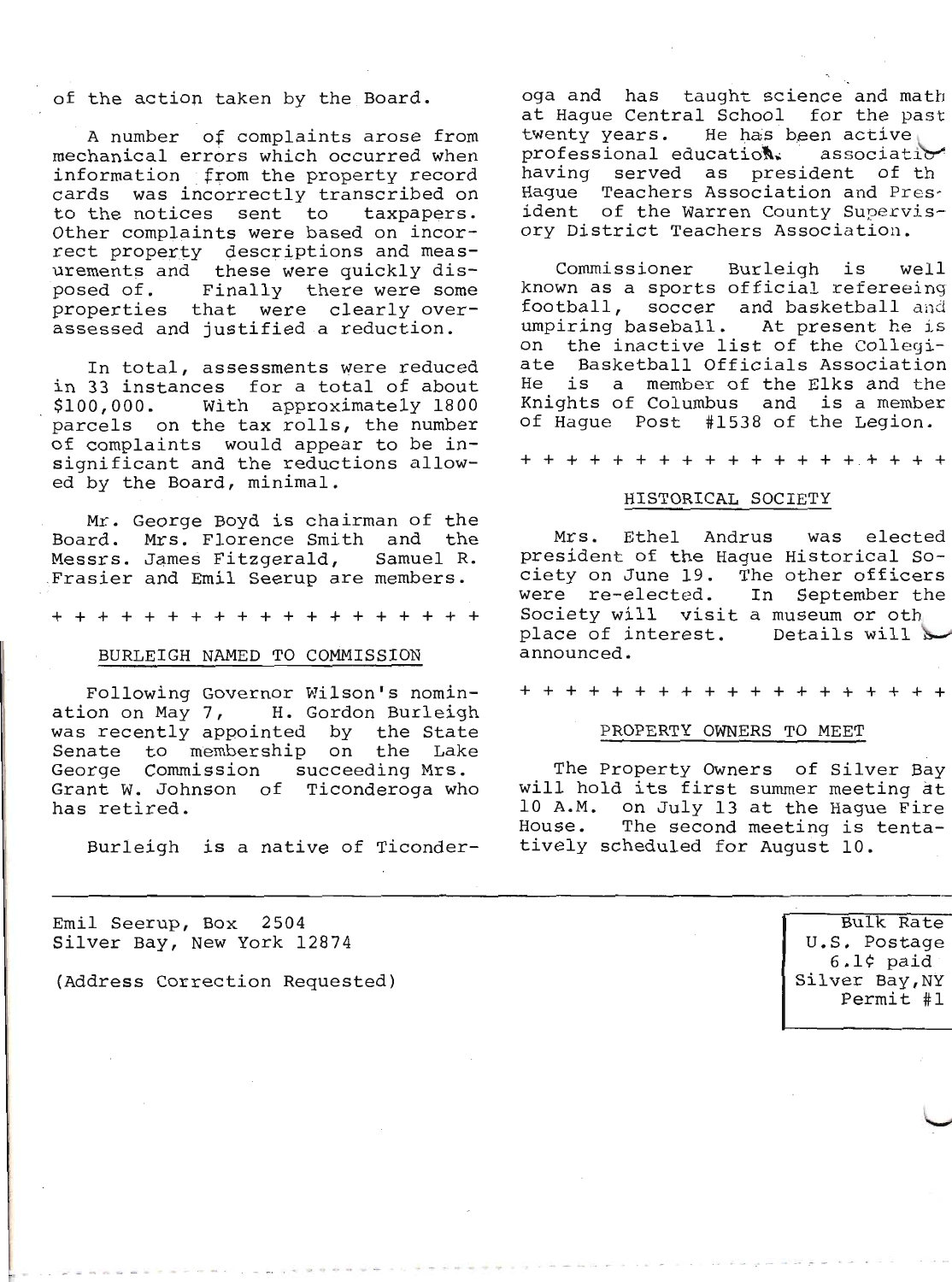of the action taken by the Board.

A number of complaints arose from mechanical errors which occurred when information from the property record cards was incorrectly transcribed on to the notices sent to taxpapers. Other complaints were based on incorrect property descriptions and measurements and these were quickly disposed of. Finally there were some properties that were clearly overassessed and justified a reduction.

In total, assessments were reduced in 33 instances for a total of about $100,000. With approximately 1800 parcels on the tax rolls, the number of complaints would appear to be insignificant and the reductions allowed by the Board, minimal.

Mr. George Boyd is chairman of the Board. Mrs. Florence Smith and the Messrs. James Fitzgerald, Samuel R. Frasier and Emil Seerup are members.

+ + + + + + + + + + + + + + + + + + + +

## BURLEIGH NAMED TO COMMISSION

Following Governor Wilson's nomination on May 7, H. Gordon Burleigh was recently appointed by the State Senate to membership on the Lake George Commission succeeding Mrs. Grant W. Johnson of Ticonderoga who has retired.

Burleigh is a native of Ticonderoga and has taught science and math at Hague Central School for the past twenty years. He has been active professional education association having served as president of th Hague Teachers Association and President of the Warren County Supervisory District Teachers Association.

Commissioner Burleigh is well known as a sports official refereeing football, soccer and basketball and umpiring baseball. At present he is on the inactive list of the Collegiate Basketball Officials Association He is a member of the Elks and the Knights of Columbus and is a member of Hague Post #1538 of the Legion.

+ + + + + + + + + + + + + + + + + + + +

## HISTORICAL SOCIETY

Mrs. Ethel Andrus was elected president of the Hague Historical Society on June 19. The other officers were re-elected. In September the Society will visit a museum or oth place of interest. Details will be announced.

+ + + + + + + + + + + + + + + + + + + +

## PROPERTY OWNERS TO MEET

The Property Owners of Silver Bay will hold its first summer meeting at 10 A.M. on July 13 at the Hague Fire House. The second meeting is tentatively scheduled for August 10.

---

Emil Seerup, Box 2504
Silver Bay, New York 12874

(Address Correction Requested)

Bulk Rate
U.S. Postage
6.1¢ paid
Silver Bay,NY
Permit #1